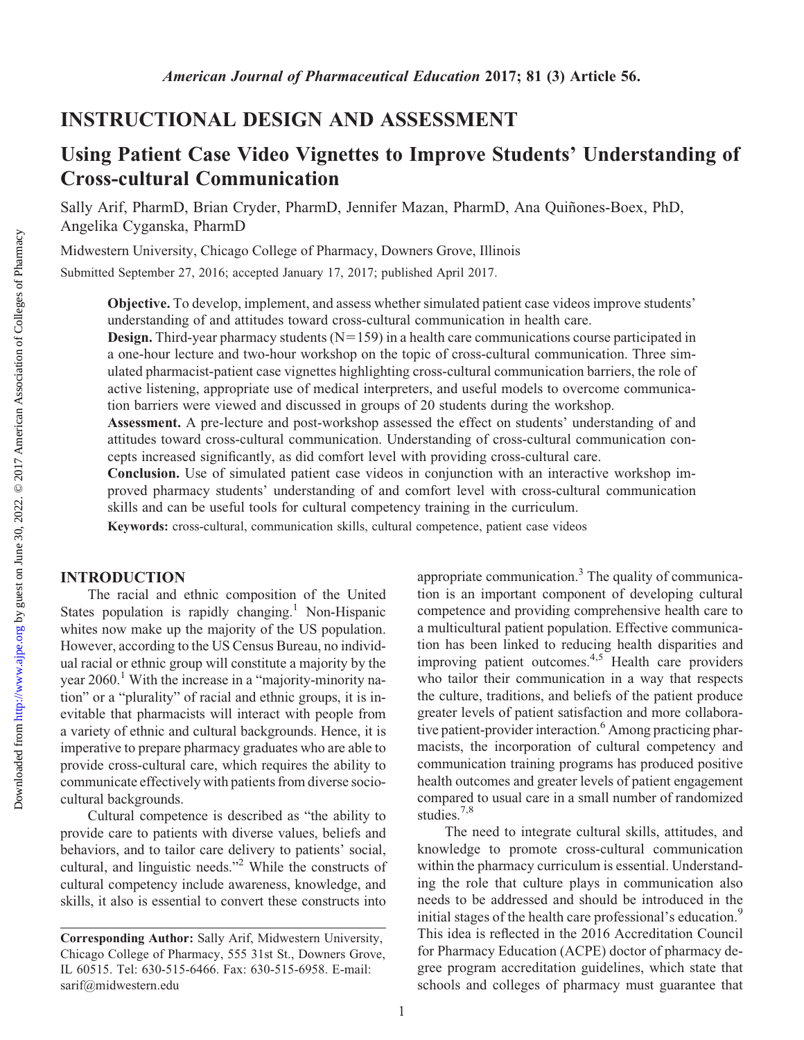## INSTRUCTIONAL DESIGN AND ASSESSMENT

# Using Patient Case Video Vignettes to Improve Students' Understanding of Cross-cultural Communication

Sally Arif, PharmD, Brian Cryder, PharmD, Jennifer Mazan, PharmD, Ana Quiñones-Boex, PhD, Angelika Cyganska, PharmD

Midwestern University, Chicago College of Pharmacy, Downers Grove, Illinois

Submitted September 27, 2016; accepted January 17, 2017; published April 2017.

**Objective.** To develop, implement, and assess whether simulated patient case videos improve students' understanding of and attitudes toward cross-cultural communication in health care.

**Design.** Third-year pharmacy students (N=159) in a health care communications course participated in a one-hour lecture and two-hour workshop on the topic of cross-cultural communication. Three simulated pharmacist-patient case vignettes highlighting cross-cultural communication barriers, the role of active listening, appropriate use of medical interpreters, and useful models to overcome communication barriers were viewed and discussed in groups of 20 students during the workshop.

**Assessment.** A pre-lecture and post-workshop assessed the effect on students' understanding of and attitudes toward cross-cultural communication. Understanding of cross-cultural communication concepts increased significantly, as did comfort level with providing cross-cultural care.

**Conclusion.** Use of simulated patient case videos in conjunction with an interactive workshop improved pharmacy students' understanding of and comfort level with cross-cultural communication skills and can be useful tools for cultural competency training in the curriculum.

**Keywords:** cross-cultural, communication skills, cultural competence, patient case videos

## INTRODUCTION

The racial and ethnic composition of the United States population is rapidly changing.[1] Non-Hispanic whites now make up the majority of the US population. However, according to the US Census Bureau, no individual racial or ethnic group will constitute a majority by the year 2060.[1] With the increase in a "majority-minority nation" or a "plurality" of racial and ethnic groups, it is inevitable that pharmacists will interact with people from a variety of ethnic and cultural backgrounds. Hence, it is imperative to prepare pharmacy graduates who are able to provide cross-cultural care, which requires the ability to communicate effectively with patients from diverse sociocultural backgrounds.

Cultural competence is described as "the ability to provide care to patients with diverse values, beliefs and behaviors, and to tailor care delivery to patients' social, cultural, and linguistic needs."[2] While the constructs of cultural competency include awareness, knowledge, and skills, it also is essential to convert these constructs into appropriate communication.[3] The quality of communication is an important component of developing cultural competence and providing comprehensive health care to a multicultural patient population. Effective communication has been linked to reducing health disparities and improving patient outcomes.[4,5] Health care providers who tailor their communication in a way that respects the culture, traditions, and beliefs of the patient produce greater levels of patient satisfaction and more collaborative patient-provider interaction.[6] Among practicing pharmacists, the incorporation of cultural competency and communication training programs has produced positive health outcomes and greater levels of patient engagement compared to usual care in a small number of randomized studies.[7,8]

The need to integrate cultural skills, attitudes, and knowledge to promote cross-cultural communication within the pharmacy curriculum is essential. Understanding the role that culture plays in communication also needs to be addressed and should be introduced in the initial stages of the health care professional's education.[9] This idea is reflected in the 2016 Accreditation Council for Pharmacy Education (ACPE) doctor of pharmacy degree program accreditation guidelines, which state that schools and colleges of pharmacy must guarantee that

---

**Corresponding Author:** Sally Arif, Midwestern University, Chicago College of Pharmacy, 555 31st St., Downers Grove, IL 60515. Tel: 630-515-6466. Fax: 630-515-6958. E-mail: sarif@midwestern.edu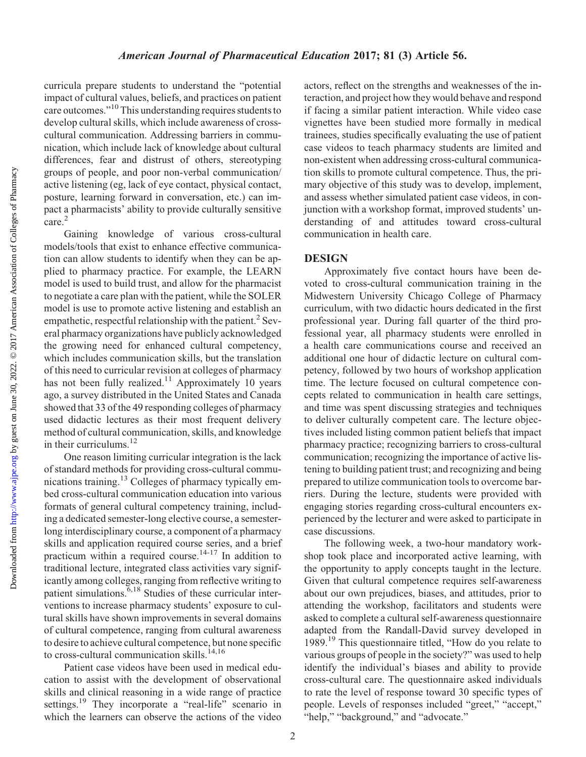curricula prepare students to understand the "potential impact of cultural values, beliefs, and practices on patient care outcomes."[10] This understanding requires students to develop cultural skills, which include awareness of cross-cultural communication. Addressing barriers in communication, which include lack of knowledge about cultural differences, fear and distrust of others, stereotyping groups of people, and poor non-verbal communication/active listening (eg, lack of eye contact, physical contact, posture, learning forward in conversation, etc.) can impact a pharmacists' ability to provide culturally sensitive care.[2]

Gaining knowledge of various cross-cultural models/tools that exist to enhance effective communication can allow students to identify when they can be applied to pharmacy practice. For example, the LEARN model is used to build trust, and allow for the pharmacist to negotiate a care plan with the patient, while the SOLER model is use to promote active listening and establish an empathetic, respectful relationship with the patient.[2] Several pharmacy organizations have publicly acknowledged the growing need for enhanced cultural competency, which includes communication skills, but the translation of this need to curricular revision at colleges of pharmacy has not been fully realized.[11] Approximately 10 years ago, a survey distributed in the United States and Canada showed that 33 of the 49 responding colleges of pharmacy used didactic lectures as their most frequent delivery method of cultural communication, skills, and knowledge in their curriculums.[12]

One reason limiting curricular integration is the lack of standard methods for providing cross-cultural communications training.[13] Colleges of pharmacy typically embed cross-cultural communication education into various formats of general cultural competency training, including a dedicated semester-long elective course, a semester-long interdisciplinary course, a component of a pharmacy skills and application required course series, and a brief practicum within a required course.[14-17] In addition to traditional lecture, integrated class activities vary significantly among colleges, ranging from reflective writing to patient simulations.[6,18] Studies of these curricular interventions to increase pharmacy students' exposure to cultural skills have shown improvements in several domains of cultural competence, ranging from cultural awareness to desire to achieve cultural competence, but none specific to cross-cultural communication skills.[14,16]

Patient case videos have been used in medical education to assist with the development of observational skills and clinical reasoning in a wide range of practice settings.[19] They incorporate a "real-life" scenario in which the learners can observe the actions of the video actors, reflect on the strengths and weaknesses of the interaction, and project how they would behave and respond if facing a similar patient interaction. While video case vignettes have been studied more formally in medical trainees, studies specifically evaluating the use of patient case videos to teach pharmacy students are limited and non-existent when addressing cross-cultural communication skills to promote cultural competence. Thus, the primary objective of this study was to develop, implement, and assess whether simulated patient case videos, in conjunction with a workshop format, improved students' understanding of and attitudes toward cross-cultural communication in health care.

## DESIGN

Approximately five contact hours have been devoted to cross-cultural communication training in the Midwestern University Chicago College of Pharmacy curriculum, with two didactic hours dedicated in the first professional year. During fall quarter of the third professional year, all pharmacy students were enrolled in a health care communications course and received an additional one hour of didactic lecture on cultural competency, followed by two hours of workshop application time. The lecture focused on cultural competence concepts related to communication in health care settings, and time was spent discussing strategies and techniques to deliver culturally competent care. The lecture objectives included listing common patient beliefs that impact pharmacy practice; recognizing barriers to cross-cultural communication; recognizing the importance of active listening to building patient trust; and recognizing and being prepared to utilize communication tools to overcome barriers. During the lecture, students were provided with engaging stories regarding cross-cultural encounters experienced by the lecturer and were asked to participate in case discussions.

The following week, a two-hour mandatory workshop took place and incorporated active learning, with the opportunity to apply concepts taught in the lecture. Given that cultural competence requires self-awareness about our own prejudices, biases, and attitudes, prior to attending the workshop, facilitators and students were asked to complete a cultural self-awareness questionnaire adapted from the Randall-David survey developed in 1989.[19] This questionnaire titled, "How do you relate to various groups of people in the society?" was used to help identify the individual's biases and ability to provide cross-cultural care. The questionnaire asked individuals to rate the level of response toward 30 specific types of people. Levels of responses included "greet," "accept," "help," "background," and "advocate."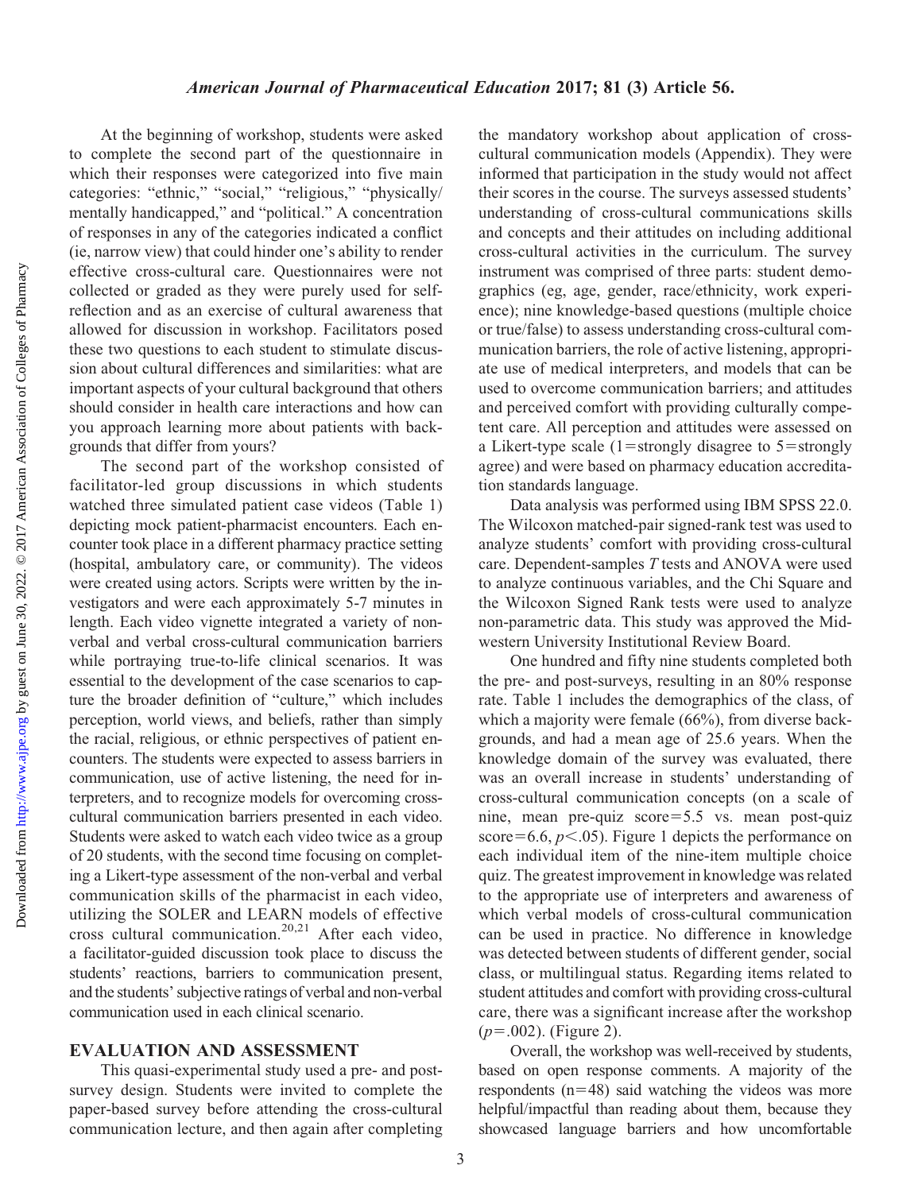At the beginning of workshop, students were asked to complete the second part of the questionnaire in which their responses were categorized into five main categories: "ethnic," "social," "religious," "physically/mentally handicapped," and "political." A concentration of responses in any of the categories indicated a conflict (ie, narrow view) that could hinder one's ability to render effective cross-cultural care. Questionnaires were not collected or graded as they were purely used for self-reflection and as an exercise of cultural awareness that allowed for discussion in workshop. Facilitators posed these two questions to each student to stimulate discussion about cultural differences and similarities: what are important aspects of your cultural background that others should consider in health care interactions and how can you approach learning more about patients with backgrounds that differ from yours?

The second part of the workshop consisted of facilitator-led group discussions in which students watched three simulated patient case videos (Table 1) depicting mock patient-pharmacist encounters. Each encounter took place in a different pharmacy practice setting (hospital, ambulatory care, or community). The videos were created using actors. Scripts were written by the investigators and were each approximately 5-7 minutes in length. Each video vignette integrated a variety of non-verbal and verbal cross-cultural communication barriers while portraying true-to-life clinical scenarios. It was essential to the development of the case scenarios to capture the broader definition of "culture," which includes perception, world views, and beliefs, rather than simply the racial, religious, or ethnic perspectives of patient encounters. The students were expected to assess barriers in communication, use of active listening, the need for interpreters, and to recognize models for overcoming cross-cultural communication barriers presented in each video. Students were asked to watch each video twice as a group of 20 students, with the second time focusing on completing a Likert-type assessment of the non-verbal and verbal communication skills of the pharmacist in each video, utilizing the SOLER and LEARN models of effective cross cultural communication.[20,21] After each video, a facilitator-guided discussion took place to discuss the students' reactions, barriers to communication present, and the students' subjective ratings of verbal and non-verbal communication used in each clinical scenario.

## EVALUATION AND ASSESSMENT

This quasi-experimental study used a pre- and post-survey design. Students were invited to complete the paper-based survey before attending the cross-cultural communication lecture, and then again after completing the mandatory workshop about application of cross-cultural communication models (Appendix). They were informed that participation in the study would not affect their scores in the course. The surveys assessed students' understanding of cross-cultural communications skills and concepts and their attitudes on including additional cross-cultural activities in the curriculum. The survey instrument was comprised of three parts: student demographics (eg, age, gender, race/ethnicity, work experience); nine knowledge-based questions (multiple choice or true/false) to assess understanding cross-cultural communication barriers, the role of active listening, appropriate use of medical interpreters, and models that can be used to overcome communication barriers; and attitudes and perceived comfort with providing culturally competent care. All perception and attitudes were assessed on a Likert-type scale (1=strongly disagree to 5=strongly agree) and were based on pharmacy education accreditation standards language.

Data analysis was performed using IBM SPSS 22.0. The Wilcoxon matched-pair signed-rank test was used to analyze students' comfort with providing cross-cultural care. Dependent-samples *T* tests and ANOVA were used to analyze continuous variables, and the Chi Square and the Wilcoxon Signed Rank tests were used to analyze non-parametric data. This study was approved the Midwestern University Institutional Review Board.

One hundred and fifty nine students completed both the pre- and post-surveys, resulting in an 80% response rate. Table 1 includes the demographics of the class, of which a majority were female (66%), from diverse backgrounds, and had a mean age of 25.6 years. When the knowledge domain of the survey was evaluated, there was an overall increase in students' understanding of cross-cultural communication concepts (on a scale of nine, mean pre-quiz score=5.5 vs. mean post-quiz score=6.6, $p<.05$). Figure 1 depicts the performance on each individual item of the nine-item multiple choice quiz. The greatest improvement in knowledge was related to the appropriate use of interpreters and awareness of which verbal models of cross-cultural communication can be used in practice. No difference in knowledge was detected between students of different gender, social class, or multilingual status. Regarding items related to student attitudes and comfort with providing cross-cultural care, there was a significant increase after the workshop ($p=.002$). (Figure 2).

Overall, the workshop was well-received by students, based on open response comments. A majority of the respondents (n=48) said watching the videos was more helpful/impactful than reading about them, because they showcased language barriers and how uncomfortable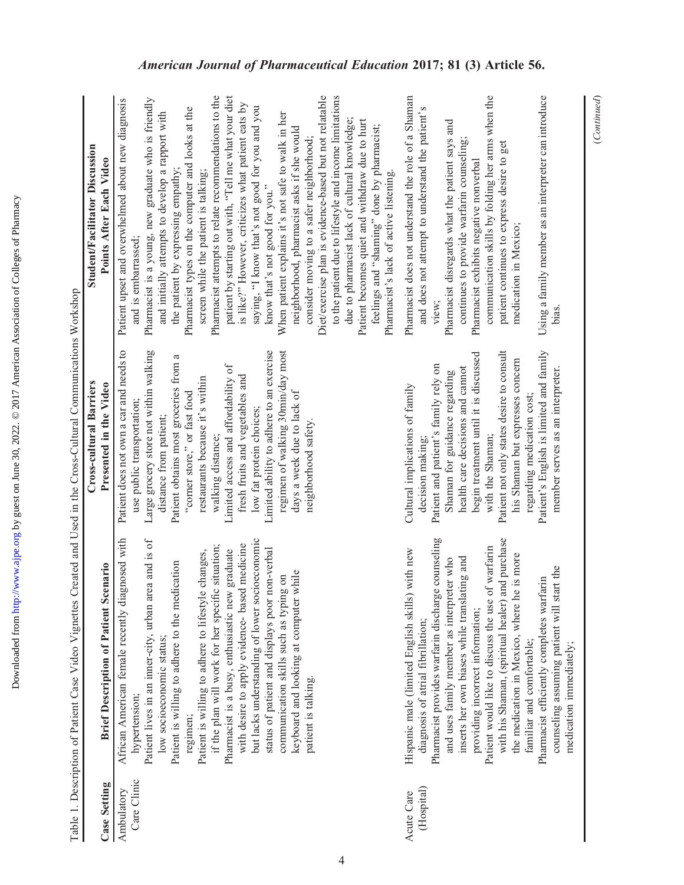Table 1. Description of Patient Case Video Vignettes Created and Used in the Cross-Cultural Communications Workshop

| Case Setting | Brief Description of Patient Scenario | Cross-cultural Barriers Presented in the Video | Student/Facilitator Discussion Points After Each Video |
|---|---|---|---|
| Ambulatory Care Clinic | African American female recently diagnosed with hypertension; Patient lives in an inner-city, urban area and is of low socioeconomic status; Patient is willing to adhere to the medication regimen; Patient is willing to adhere to lifestyle changes, if the plan will work for her specific situation; Pharmacist is a busy, enthusiastic new graduate with desire to apply evidence- based medicine but lacks understanding of lower socioeconomic status of patient and displays poor non-verbal communication skills such as typing on keyboard and looking at computer while patient is talking. | Patient does not own a car and needs to use public transportation; Large grocery store not within walking distance from patient; Patient obtains most groceries from a "corner store," or fast food restaurants because it's within walking distance; Limited access and affordability of fresh fruits and vegetables and low fat protein choices; Limited ability to adhere to an exercise regimen of walking 30min/day most days a week due to lack of neighborhood safety. | Patient upset and overwhelmed about new diagnosis and is embarrassed; Pharmacist is a young, new graduate who is friendly and initially attempts to develop a rapport with the patient by expressing empathy; Pharmacist types on the computer and looks at the screen while the patient is talking; Pharmacist attempts to relate recommendations to the patient by starting out with, "Tell me what your diet is like?" However, criticizes what patient eats by saying, "I know that's not good for you and you know that's not good for you." When patient explains it's not safe to walk in her neighborhood, pharmacist asks if she would consider moving to a safer neighborhood; Diet/exercise plan is evidence-based but not relatable to the patient due to lifestyle and income limitations due to pharmacist lack of cultural knowledge; Patient becomes quiet and withdraw due to hurt feelings and "shaming" done by pharmacist; Pharmacist's lack of active listening. |
| Acute Care (Hospital) | Hispanic male (limited English skills) with new diagnosis of atrial fibrillation; Pharmacist provides warfarin discharge counseling and uses family member as interpreter who inserts her own biases while translating and providing incorrect information; Patient would like to discuss the use of warfarin with his Shaman, (spiritual healer) and purchase the medication in Mexico, where he is more familiar and comfortable; Pharmacist efficiently completes warfarin counseling assuming patient will start the medication immediately; | Cultural implications of family decision making; Patient and patient's family rely on Shaman for guidance regarding health care decisions and cannot begin treatment until it is discussed with the Shaman; Patient not only states desire to consult his Shaman but expresses concern regarding medication cost; Patient's English is limited and family member serves as an interpreter. | Pharmacist does not understand the role of a Shaman and does not attempt to understand the patient's view; Pharmacist disregards what the patient says and continues to provide warfarin counseling; Pharmacist exhibits negative nonverbal communication skills by folding her arms when the patient continues to express desire to get medication in Mexico; Using a family member as an interpreter can introduce bias. |

(*Continued*)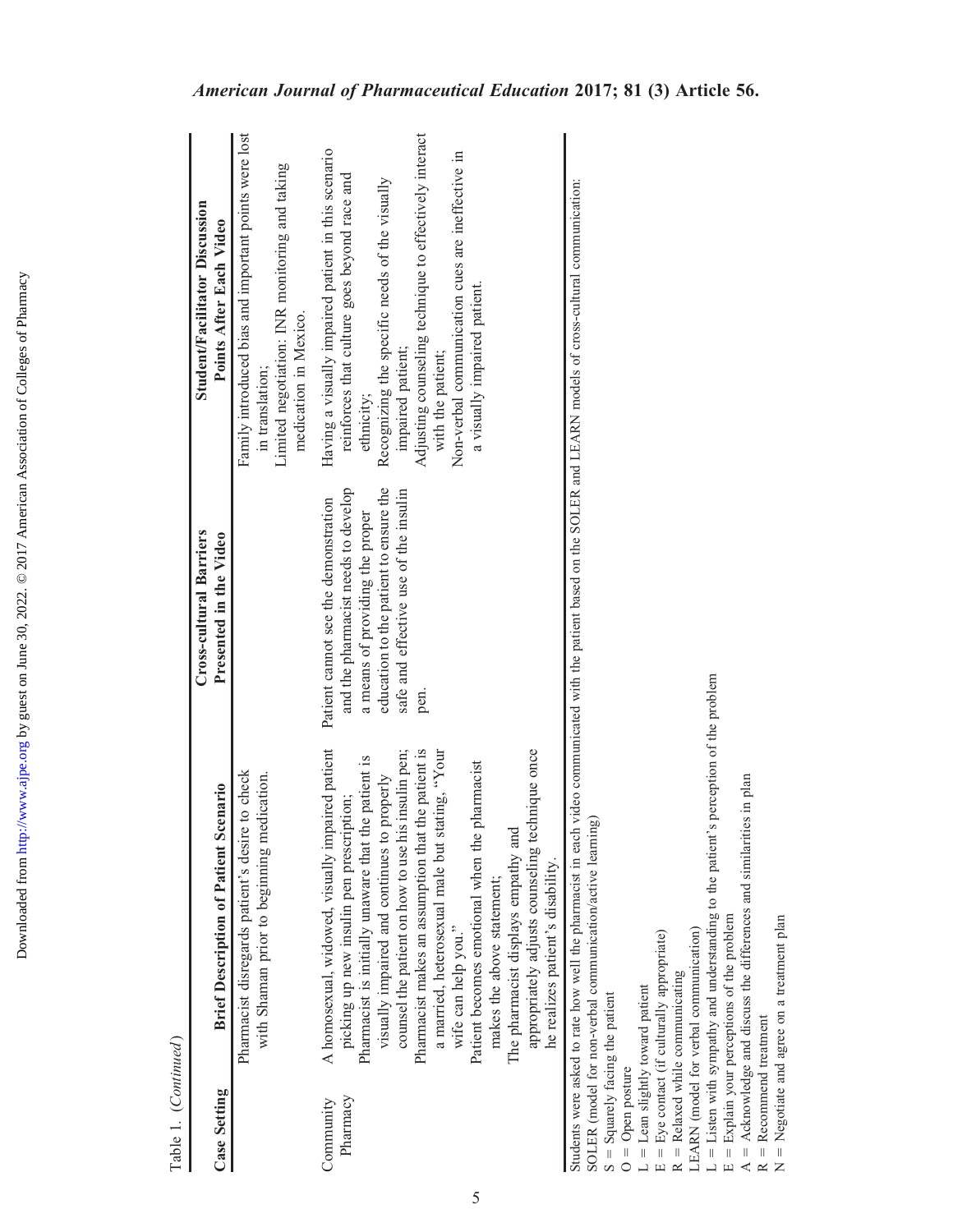Table 1. (Continued)

| Case Setting | Brief Description of Patient Scenario | Cross-cultural Barriers Presented in the Video | Student/Facilitator Discussion Points After Each Video |
|---|---|---|---|
| | Pharmacist disregards patient's desire to check with Shaman prior to beginning medication. | | Family introduced bias and important points were lost in translation; Limited negotiation: INR monitoring and taking medication in Mexico. |
| Community Pharmacy | A homosexual, widowed, visually impaired patient picking up new insulin pen prescription; Pharmacist is initially unaware that the patient is visually impaired and continues to properly counsel the patient on how to use his insulin pen; Pharmacist makes an assumption that the patient is a married, heterosexual male but stating, "Your wife can help you." Patient becomes emotional when the pharmacist makes the above statement; The pharmacist displays empathy and appropriately adjusts counseling technique once he realizes patient's disability. | Patient cannot see the demonstration and the pharmacist needs to develop a means of providing the proper education to the patient to ensure the safe and effective use of the insulin pen. | Having a visually impaired patient in this scenario reinforces that culture goes beyond race and ethnicity; Recognizing the specific needs of the visually impaired patient; Adjusting counseling technique to effectively interact with the patient; Non-verbal communication cues are ineffective in a visually impaired patient. |

Students were asked to rate how well the pharmacist in each video communicated with the patient based on the SOLER and LEARN models of cross-cultural communication:

SOLER (model for non-verbal communication/active learning)

S = Squarely facing the patient

O = Open posture

L = Lean slightly toward patient

E = Eye contact (if culturally appropriate)

R = Relaxed while communicating

LEARN (model for verbal communication)

L = Listen with sympathy and understanding to the patient's perception of the problem

E = Explain your perceptions of the problem

A = Acknowledge and discuss the differences and similarities in plan

R = Recommend treatment

N = Negotiate and agree on a treatment plan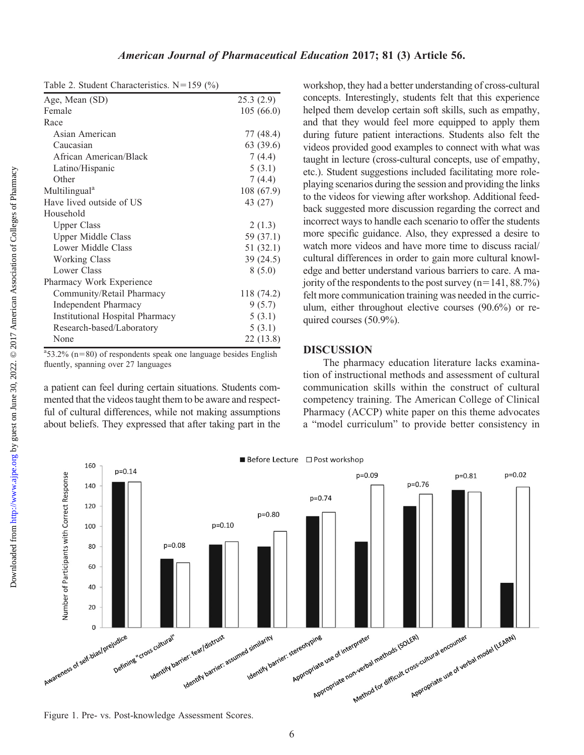Table 2. Student Characteristics. N=159 (%)

| | |
|---|---|
| Age, Mean (SD) | 25.3 (2.9) |
| Female | 105 (66.0) |
| Race | |
| Asian American | 77 (48.4) |
| Caucasian | 63 (39.6) |
| African American/Black | 7 (4.4) |
| Latino/Hispanic | 5 (3.1) |
| Other | 7 (4.4) |
| Multilingual[a] | 108 (67.9) |
| Have lived outside of US | 43 (27) |
| Household | |
| Upper Class | 2 (1.3) |
| Upper Middle Class | 59 (37.1) |
| Lower Middle Class | 51 (32.1) |
| Working Class | 39 (24.5) |
| Lower Class | 8 (5.0) |
| Pharmacy Work Experience | |
| Community/Retail Pharmacy | 118 (74.2) |
| Independent Pharmacy | 9 (5.7) |
| Institutional Hospital Pharmacy | 5 (3.1) |
| Research-based/Laboratory | 5 (3.1) |
| None | 22 (13.8) |

[a]53.2% (n=80) of respondents speak one language besides English fluently, spanning over 27 languages

a patient can feel during certain situations. Students commented that the videos taught them to be aware and respectful of cultural differences, while not making assumptions about beliefs. They expressed that after taking part in the workshop, they had a better understanding of cross-cultural concepts. Interestingly, students felt that this experience helped them develop certain soft skills, such as empathy, and that they would feel more equipped to apply them during future patient interactions. Students also felt the videos provided good examples to connect with what was taught in lecture (cross-cultural concepts, use of empathy, etc.). Student suggestions included facilitating more role-playing scenarios during the session and providing the links to the videos for viewing after workshop. Additional feedback suggested more discussion regarding the correct and incorrect ways to handle each scenario to offer the students more specific guidance. Also, they expressed a desire to watch more videos and have more time to discuss racial/cultural differences in order to gain more cultural knowledge and better understand various barriers to care. A majority of the respondents to the post survey (n=141, 88.7%) felt more communication training was needed in the curriculum, either throughout elective courses (90.6%) or required courses (50.9%).

## DISCUSSION

The pharmacy education literature lacks examination of instructional methods and assessment of cultural communication skills within the construct of cultural competency training. The American College of Clinical Pharmacy (ACCP) white paper on this theme advocates a "model curriculum" to provide better consistency in

Figure 1. Pre- vs. Post-knowledge Assessment Scores.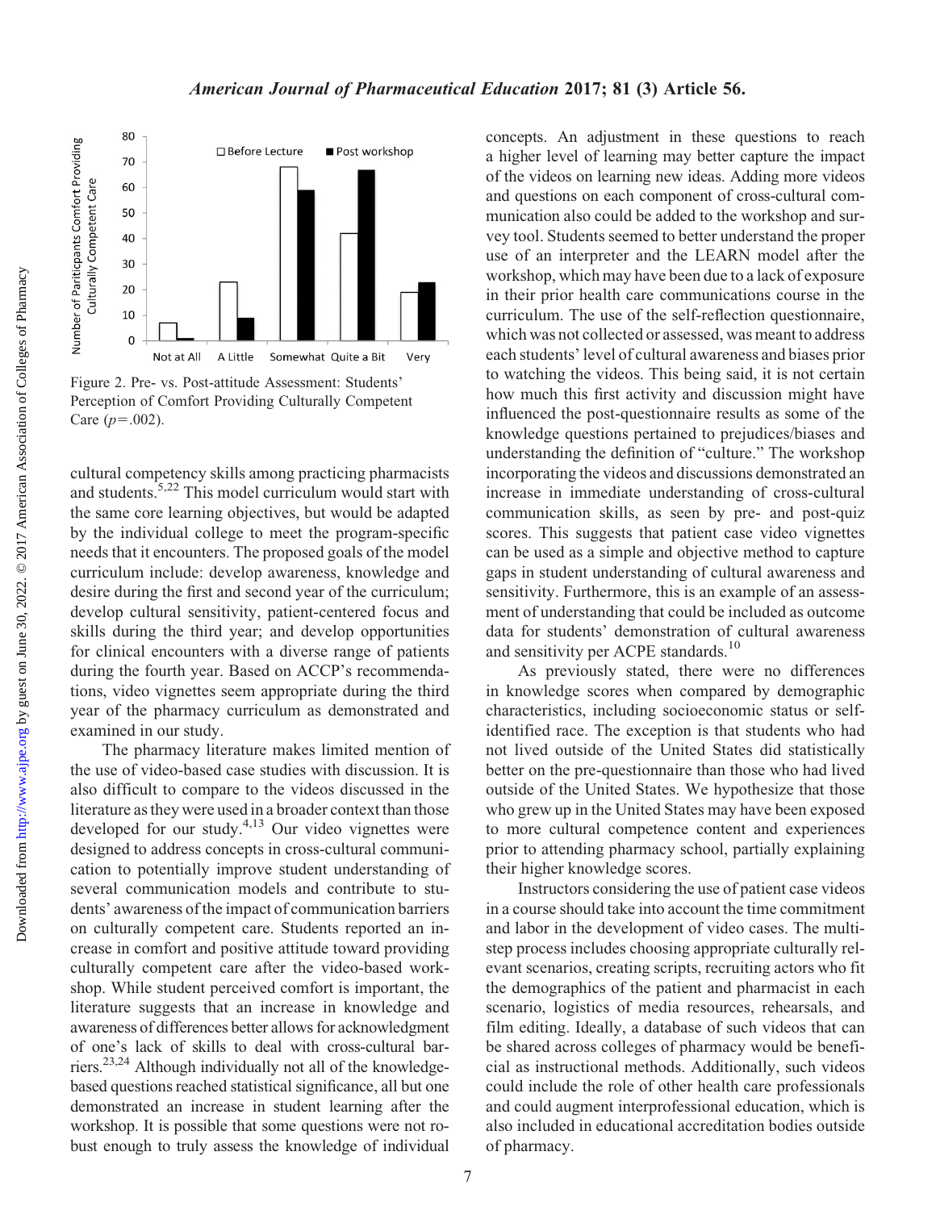Figure 2. Pre- vs. Post-attitude Assessment: Students' Perception of Comfort Providing Culturally Competent Care ($p$=.002).

cultural competency skills among practicing pharmacists and students.[5,22] This model curriculum would start with the same core learning objectives, but would be adapted by the individual college to meet the program-specific needs that it encounters. The proposed goals of the model curriculum include: develop awareness, knowledge and desire during the first and second year of the curriculum; develop cultural sensitivity, patient-centered focus and skills during the third year; and develop opportunities for clinical encounters with a diverse range of patients during the fourth year. Based on ACCP's recommendations, video vignettes seem appropriate during the third year of the pharmacy curriculum as demonstrated and examined in our study.

The pharmacy literature makes limited mention of the use of video-based case studies with discussion. It is also difficult to compare to the videos discussed in the literature as they were used in a broader context than those developed for our study.[4,13] Our video vignettes were designed to address concepts in cross-cultural communication to potentially improve student understanding of several communication models and contribute to students' awareness of the impact of communication barriers on culturally competent care. Students reported an increase in comfort and positive attitude toward providing culturally competent care after the video-based workshop. While student perceived comfort is important, the literature suggests that an increase in knowledge and awareness of differences better allows for acknowledgment of one's lack of skills to deal with cross-cultural barriers.[23,24] Although individually not all of the knowledge-based questions reached statistical significance, all but one demonstrated an increase in student learning after the workshop. It is possible that some questions were not robust enough to truly assess the knowledge of individual concepts. An adjustment in these questions to reach a higher level of learning may better capture the impact of the videos on learning new ideas. Adding more videos and questions on each component of cross-cultural communication also could be added to the workshop and survey tool. Students seemed to better understand the proper use of an interpreter and the LEARN model after the workshop, which may have been due to a lack of exposure in their prior health care communications course in the curriculum. The use of the self-reflection questionnaire, which was not collected or assessed, was meant to address each students' level of cultural awareness and biases prior to watching the videos. This being said, it is not certain how much this first activity and discussion might have influenced the post-questionnaire results as some of the knowledge questions pertained to prejudices/biases and understanding the definition of "culture." The workshop incorporating the videos and discussions demonstrated an increase in immediate understanding of cross-cultural communication skills, as seen by pre- and post-quiz scores. This suggests that patient case video vignettes can be used as a simple and objective method to capture gaps in student understanding of cultural awareness and sensitivity. Furthermore, this is an example of an assessment of understanding that could be included as outcome data for students' demonstration of cultural awareness and sensitivity per ACPE standards.[10]

As previously stated, there were no differences in knowledge scores when compared by demographic characteristics, including socioeconomic status or self-identified race. The exception is that students who had not lived outside of the United States did statistically better on the pre-questionnaire than those who had lived outside of the United States. We hypothesize that those who grew up in the United States may have been exposed to more cultural competence content and experiences prior to attending pharmacy school, partially explaining their higher knowledge scores.

Instructors considering the use of patient case videos in a course should take into account the time commitment and labor in the development of video cases. The multistep process includes choosing appropriate culturally relevant scenarios, creating scripts, recruiting actors who fit the demographics of the patient and pharmacist in each scenario, logistics of media resources, rehearsals, and film editing. Ideally, a database of such videos that can be shared across colleges of pharmacy would be beneficial as instructional methods. Additionally, such videos could include the role of other health care professionals and could augment interprofessional education, which is also included in educational accreditation bodies outside of pharmacy.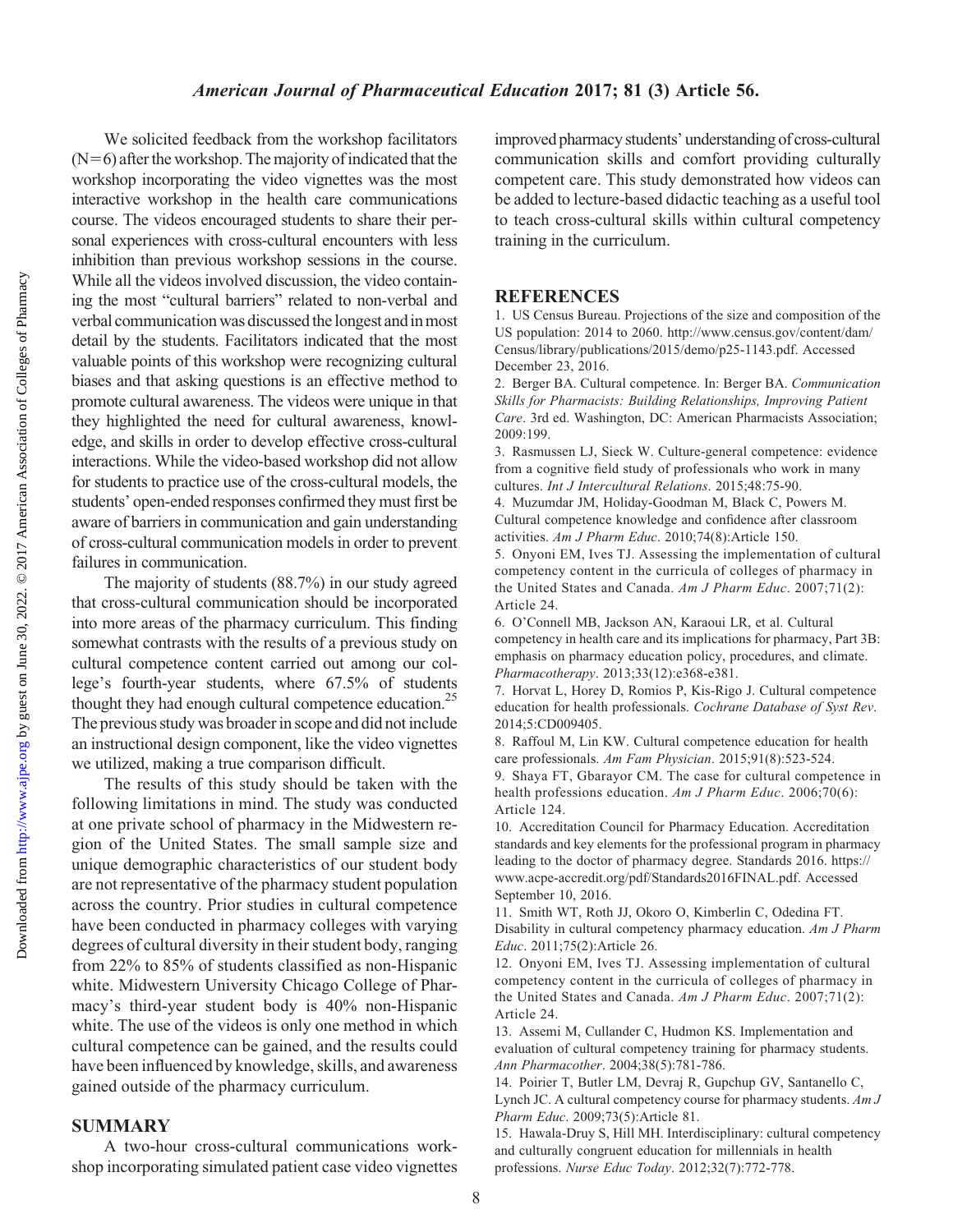We solicited feedback from the workshop facilitators (N=6) after the workshop. The majority of indicated that the workshop incorporating the video vignettes was the most interactive workshop in the health care communications course. The videos encouraged students to share their personal experiences with cross-cultural encounters with less inhibition than previous workshop sessions in the course. While all the videos involved discussion, the video containing the most "cultural barriers" related to non-verbal and verbal communication was discussed the longest and in most detail by the students. Facilitators indicated that the most valuable points of this workshop were recognizing cultural biases and that asking questions is an effective method to promote cultural awareness. The videos were unique in that they highlighted the need for cultural awareness, knowledge, and skills in order to develop effective cross-cultural interactions. While the video-based workshop did not allow for students to practice use of the cross-cultural models, the students' open-ended responses confirmed they must first be aware of barriers in communication and gain understanding of cross-cultural communication models in order to prevent failures in communication.

The majority of students (88.7%) in our study agreed that cross-cultural communication should be incorporated into more areas of the pharmacy curriculum. This finding somewhat contrasts with the results of a previous study on cultural competence content carried out among our college's fourth-year students, where 67.5% of students thought they had enough cultural competence education.[25] The previous study was broader in scope and did not include an instructional design component, like the video vignettes we utilized, making a true comparison difficult.

The results of this study should be taken with the following limitations in mind. The study was conducted at one private school of pharmacy in the Midwestern region of the United States. The small sample size and unique demographic characteristics of our student body are not representative of the pharmacy student population across the country. Prior studies in cultural competence have been conducted in pharmacy colleges with varying degrees of cultural diversity in their student body, ranging from 22% to 85% of students classified as non-Hispanic white. Midwestern University Chicago College of Pharmacy's third-year student body is 40% non-Hispanic white. The use of the videos is only one method in which cultural competence can be gained, and the results could have been influenced by knowledge, skills, and awareness gained outside of the pharmacy curriculum.

## SUMMARY

A two-hour cross-cultural communications workshop incorporating simulated patient case video vignettes improved pharmacy students' understanding of cross-cultural communication skills and comfort providing culturally competent care. This study demonstrated how videos can be added to lecture-based didactic teaching as a useful tool to teach cross-cultural skills within cultural competency training in the curriculum.

## REFERENCES

1. US Census Bureau. Projections of the size and composition of the US population: 2014 to 2060. http://www.census.gov/content/dam/Census/library/publications/2015/demo/p25-1143.pdf. Accessed December 23, 2016.
2. Berger BA. Cultural competence. In: Berger BA. *Communication Skills for Pharmacists: Building Relationships, Improving Patient Care*. 3rd ed. Washington, DC: American Pharmacists Association; 2009:199.
3. Rasmussen LJ, Sieck W. Culture-general competence: evidence from a cognitive field study of professionals who work in many cultures. *Int J Intercultural Relations*. 2015;48:75-90.
4. Muzumdar JM, Holiday-Goodman M, Black C, Powers M. Cultural competence knowledge and confidence after classroom activities. *Am J Pharm Educ*. 2010;74(8):Article 150.
5. Onyoni EM, Ives TJ. Assessing the implementation of cultural competency content in the curricula of colleges of pharmacy in the United States and Canada. *Am J Pharm Educ*. 2007;71(2): Article 24.
6. O'Connell MB, Jackson AN, Karaoui LR, et al. Cultural competency in health care and its implications for pharmacy, Part 3B: emphasis on pharmacy education policy, procedures, and climate. *Pharmacotherapy*. 2013;33(12):e368-e381.
7. Horvat L, Horey D, Romios P, Kis-Rigo J. Cultural competence education for health professionals. *Cochrane Database of Syst Rev*. 2014;5:CD009405.
8. Raffoul M, Lin KW. Cultural competence education for health care professionals. *Am Fam Physician*. 2015;91(8):523-524.
9. Shaya FT, Gbarayor CM. The case for cultural competence in health professions education. *Am J Pharm Educ*. 2006;70(6): Article 124.
10. Accreditation Council for Pharmacy Education. Accreditation standards and key elements for the professional program in pharmacy leading to the doctor of pharmacy degree. Standards 2016. https://www.acpe-accredit.org/pdf/Standards2016FINAL.pdf. Accessed September 10, 2016.
11. Smith WT, Roth JJ, Okoro O, Kimberlin C, Odedina FT. Disability in cultural competency pharmacy education. *Am J Pharm Educ*. 2011;75(2):Article 26.
12. Onyoni EM, Ives TJ. Assessing implementation of cultural competency content in the curricula of colleges of pharmacy in the United States and Canada. *Am J Pharm Educ*. 2007;71(2): Article 24.
13. Assemi M, Cullander C, Hudmon KS. Implementation and evaluation of cultural competency training for pharmacy students. *Ann Pharmacother*. 2004;38(5):781-786.
14. Poirier T, Butler LM, Devraj R, Gupchup GV, Santanello C, Lynch JC. A cultural competency course for pharmacy students. *Am J Pharm Educ*. 2009;73(5):Article 81.
15. Hawala-Druy S, Hill MH. Interdisciplinary: cultural competency and culturally congruent education for millennials in health professions. *Nurse Educ Today*. 2012;32(7):772-778.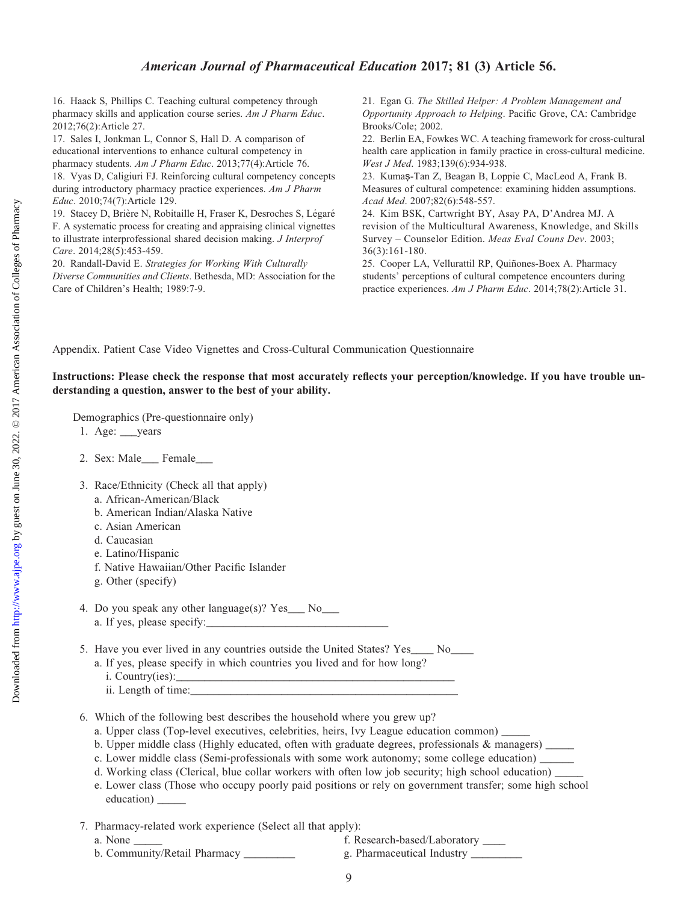16. Haack S, Phillips C. Teaching cultural competency through pharmacy skills and application course series. *Am J Pharm Educ*. 2012;76(2):Article 27.
17. Sales I, Jonkman L, Connor S, Hall D. A comparison of educational interventions to enhance cultural competency in pharmacy students. *Am J Pharm Educ*. 2013;77(4):Article 76.
18. Vyas D, Caligiuri FJ. Reinforcing cultural competency concepts during introductory pharmacy practice experiences. *Am J Pharm Educ*. 2010;74(7):Article 129.
19. Stacey D, Brière N, Robitaille H, Fraser K, Desroches S, Légaré F. A systematic process for creating and appraising clinical vignettes to illustrate interprofessional shared decision making. *J Interprof Care*. 2014;28(5):453-459.
20. Randall-David E. *Strategies for Working With Culturally Diverse Communities and Clients*. Bethesda, MD: Association for the Care of Children's Health; 1989:7-9.
21. Egan G. *The Skilled Helper: A Problem Management and Opportunity Approach to Helping*. Pacific Grove, CA: Cambridge Brooks/Cole; 2002.
22. Berlin EA, Fowkes WC. A teaching framework for cross-cultural health care application in family practice in cross-cultural medicine. *West J Med*. 1983;139(6):934-938.
23. Kumaş-Tan Z, Beagan B, Loppie C, MacLeod A, Frank B. Measures of cultural competence: examining hidden assumptions. *Acad Med*. 2007;82(6):548-557.
24. Kim BSK, Cartwright BY, Asay PA, D'Andrea MJ. A revision of the Multicultural Awareness, Knowledge, and Skills Survey – Counselor Edition. *Meas Eval Couns Dev*. 2003; 36(3):161-180.
25. Cooper LA, Vellurattil RP, Quiñones-Boex A. Pharmacy students' perceptions of cultural competence encounters during practice experiences. *Am J Pharm Educ*. 2014;78(2):Article 31.

Appendix. Patient Case Video Vignettes and Cross-Cultural Communication Questionnaire

**Instructions: Please check the response that most accurately reflects your perception/knowledge. If you have trouble understanding a question, answer to the best of your ability.**

Demographics (Pre-questionnaire only)

1. Age: ___years

2. Sex: Male___ Female___

3. Race/Ethnicity (Check all that apply)
   a. African-American/Black
   b. American Indian/Alaska Native
   c. Asian American
   d. Caucasian
   e. Latino/Hispanic
   f. Native Hawaiian/Other Pacific Islander
   g. Other (specify)

4. Do you speak any other language(s)? Yes___ No___
   a. If yes, please specify:_______________________________

5. Have you ever lived in any countries outside the United States? Yes____ No____
   a. If yes, please specify in which countries you lived and for how long?
      i. Country(ies):_______________________________________________
      ii. Length of time:_____________________________________________

6. Which of the following best describes the household where you grew up?
   a. Upper class (Top-level executives, celebrities, heirs, Ivy League education common) _____
   b. Upper middle class (Highly educated, often with graduate degrees, professionals & managers) _____
   c. Lower middle class (Semi-professionals with some work autonomy; some college education) ______
   d. Working class (Clerical, blue collar workers with often low job security; high school education) _____
   e. Lower class (Those who occupy poorly paid positions or rely on government transfer; some high school education) _____

7. Pharmacy-related work experience (Select all that apply):
   a. None _____
   b. Community/Retail Pharmacy _________
   f. Research-based/Laboratory ____
   g. Pharmaceutical Industry _________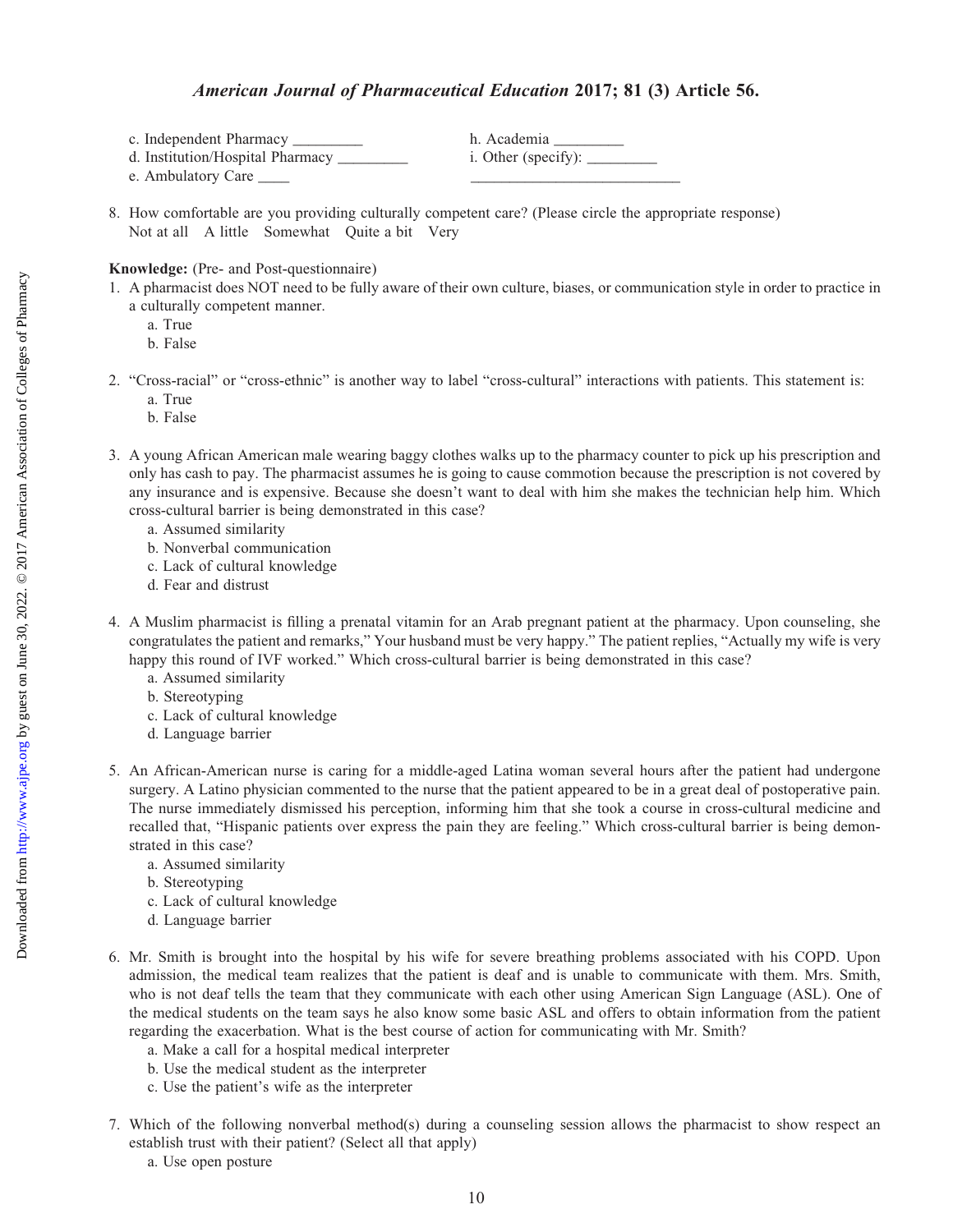c. Independent Pharmacy _________ 
d. Institution/Hospital Pharmacy _________ 
e. Ambulatory Care ____ 
h. Academia _________ 
i. Other (specify): _________ 
___________________________

8. How comfortable are you providing culturally competent care? (Please circle the appropriate response)
   Not at all  A little  Somewhat  Quite a bit  Very

**Knowledge:** (Pre- and Post-questionnaire)

1. A pharmacist does NOT need to be fully aware of their own culture, biases, or communication style in order to practice in a culturally competent manner.
   a. True
   b. False

2. "Cross-racial" or "cross-ethnic" is another way to label "cross-cultural" interactions with patients. This statement is:
   a. True
   b. False

3. A young African American male wearing baggy clothes walks up to the pharmacy counter to pick up his prescription and only has cash to pay. The pharmacist assumes he is going to cause commotion because the prescription is not covered by any insurance and is expensive. Because she doesn't want to deal with him she makes the technician help him. Which cross-cultural barrier is being demonstrated in this case?
   a. Assumed similarity
   b. Nonverbal communication
   c. Lack of cultural knowledge
   d. Fear and distrust

4. A Muslim pharmacist is filling a prenatal vitamin for an Arab pregnant patient at the pharmacy. Upon counseling, she congratulates the patient and remarks," Your husband must be very happy." The patient replies, "Actually my wife is very happy this round of IVF worked." Which cross-cultural barrier is being demonstrated in this case?
   a. Assumed similarity
   b. Stereotyping
   c. Lack of cultural knowledge
   d. Language barrier

5. An African-American nurse is caring for a middle-aged Latina woman several hours after the patient had undergone surgery. A Latino physician commented to the nurse that the patient appeared to be in a great deal of postoperative pain. The nurse immediately dismissed his perception, informing him that she took a course in cross-cultural medicine and recalled that, "Hispanic patients over express the pain they are feeling." Which cross-cultural barrier is being demonstrated in this case?
   a. Assumed similarity
   b. Stereotyping
   c. Lack of cultural knowledge
   d. Language barrier

6. Mr. Smith is brought into the hospital by his wife for severe breathing problems associated with his COPD. Upon admission, the medical team realizes that the patient is deaf and is unable to communicate with them. Mrs. Smith, who is not deaf tells the team that they communicate with each other using American Sign Language (ASL). One of the medical students on the team says he also know some basic ASL and offers to obtain information from the patient regarding the exacerbation. What is the best course of action for communicating with Mr. Smith?
   a. Make a call for a hospital medical interpreter
   b. Use the medical student as the interpreter
   c. Use the patient's wife as the interpreter

7. Which of the following nonverbal method(s) during a counseling session allows the pharmacist to show respect an establish trust with their patient? (Select all that apply)
   a. Use open posture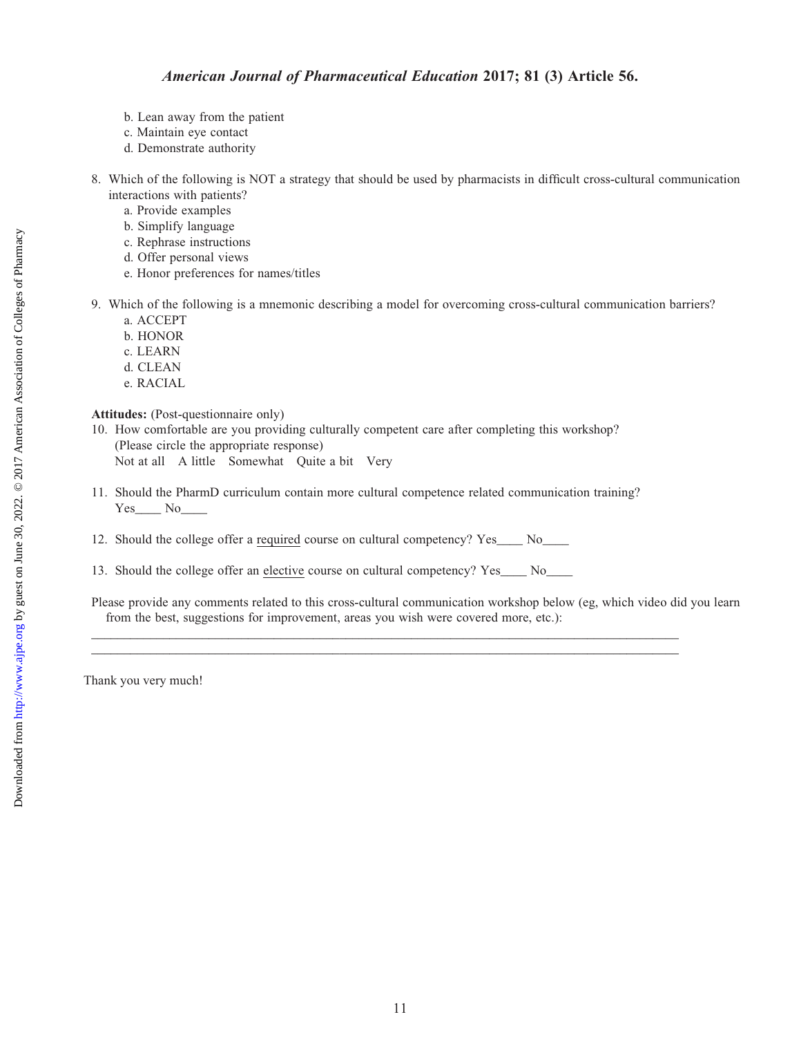b. Lean away from the patient
c. Maintain eye contact
d. Demonstrate authority

8. Which of the following is NOT a strategy that should be used by pharmacists in difficult cross-cultural communication interactions with patients?
   a. Provide examples
   b. Simplify language
   c. Rephrase instructions
   d. Offer personal views
   e. Honor preferences for names/titles

9. Which of the following is a mnemonic describing a model for overcoming cross-cultural communication barriers?
   a. ACCEPT
   b. HONOR
   c. LEARN
   d. CLEAN
   e. RACIAL

**Attitudes:** (Post-questionnaire only)

10. How comfortable are you providing culturally competent care after completing this workshop?
    (Please circle the appropriate response)
    Not at all    A little    Somewhat    Quite a bit    Very

11. Should the PharmD curriculum contain more cultural competence related communication training?
    Yes____ No____

12. Should the college offer a required course on cultural competency? Yes____ No____

13. Should the college offer an elective course on cultural competency? Yes____ No____

Please provide any comments related to this cross-cultural communication workshop below (eg, which video did you learn from the best, suggestions for improvement, areas you wish were covered more, etc.):

_______________________________________________________________________________________

_______________________________________________________________________________________

Thank you very much!